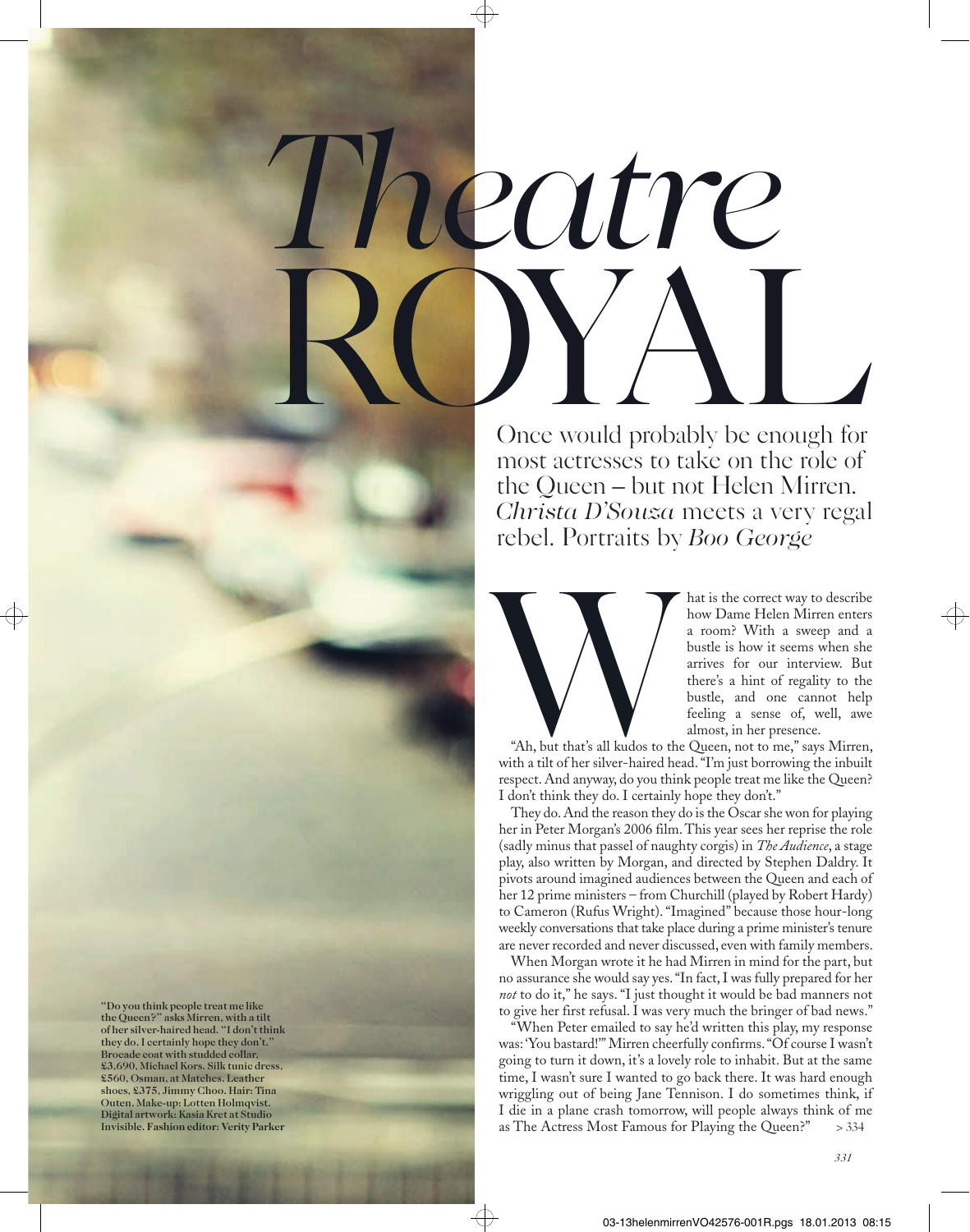# *Theatre* ROYAL

Once would probably be enough for most actresses to take on the role of the Queen – but not Helen Mirren. *Christa D'Souza* meets a very regal rebel. Portraits by *Boo George*

What is the correct way to describe how Dame Helen Mirren enters a room? With a sweep and a bustle is how it seems when she arrives for our interview. But there's a hint of regality to the bustle, and one cannot help feeling a sense of, well, awe almost, in her presence.

"Ah, but that's all kudos to the Queen, not to me," says Mirren, with a tilt of her silver-haired head. "I'm just borrowing the inbuilt respect. And anyway, do you think people treat me like the Queen? I don't think they do. I certainly hope they don't."

They do. And the reason they do is the Oscar she won for playing her in Peter Morgan's 2006 film. This year sees her reprise the role (sadly minus that passel of naughty corgis) in *The Audience*, a stage play, also written by Morgan, and directed by Stephen Daldry. It pivots around imagined audiences between the Queen and each of her 12 prime ministers – from Churchill (played by Robert Hardy) to Cameron (Rufus Wright). "Imagined" because those hour-long weekly conversations that take place during a prime minister's tenure are never recorded and never discussed, even with family members.

When Morgan wrote it he had Mirren in mind for the part, but no assurance she would say yes. "In fact, I was fully prepared for her *not* to do it," he says. "I just thought it would be bad manners not to give her first refusal. I was very much the bringer of bad news."

"When Peter emailed to say he'd written this play, my response was: 'You bastard!'" Mirren cheerfully confirms. "Of course I wasn't going to turn it down, it's a lovely role to inhabit. But at the same time, I wasn't sure I wanted to go back there. It was hard enough wriggling out of being Jane Tennison. I do sometimes think, if I die in a plane crash tomorrow, will people always think of me as The Actress Most Famous for Playing the Queen?" > 334

**"Do you think people treat me like the Queen?" asks Mirren, with a tilt of her silver-haired head. "I don't think they do. I certainly hope they don't." Brocade coat with studded collar, £3,690, Michael Kors. Silk tunic dress, £560, Osman, at Matches. Leather shoes, £375, Jimmy Choo. Hair: Tina Outen. Make-up: Lotten Holmqvist. Digital artwork: Kasia Kret at Studio Invisible. Fashion editor: Verity Parker**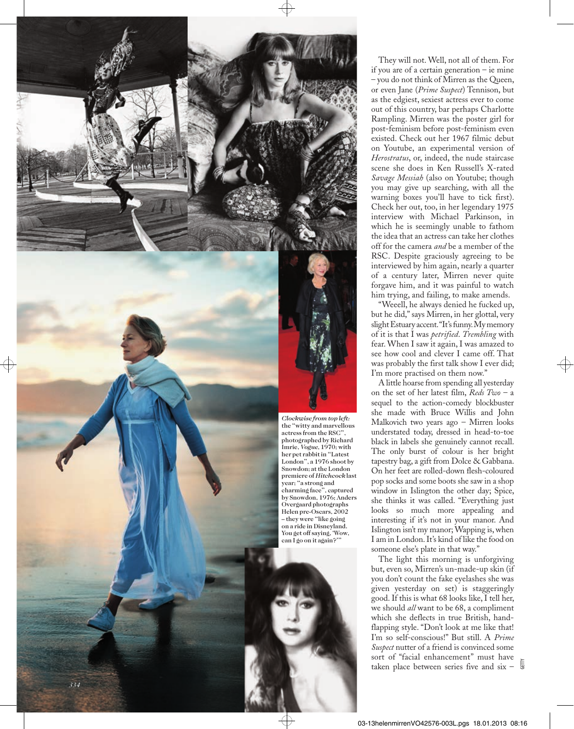*Clockwise from top left:* the "witty and marvellous actress from the RSC", photographed by Richard Imrie, *Vogue*, 1970; with her pet rabbit in "Latest London", a 1976 shoot by Snowdon; at the London premiere of *Hitchcock* last year; "a strong and charming face", captured by Snowdon, 1976; Anders Overgaard photographs Helen pre-Oscars, 2002 – they were "like going on a ride in Disneyland. You get off saying, 'Wow, can I go on it again?'"

They will not. Well, not all of them. For if you are of a certain generation – ie mine – you do not think of Mirren as the Queen, or even Jane (*Prime Suspect*) Tennison, but as the edgiest, sexiest actress ever to come out of this country, bar perhaps Charlotte Rampling. Mirren was the poster girl for post-feminism before post-feminism even existed. Check out her 1967 filmic debut on Youtube, an experimental version of *Herostratus*, or, indeed, the nude staircase scene she does in Ken Russell's X-rated *Savage Messiah* (also on Youtube; though you may give up searching, with all the warning boxes you'll have to tick first). Check her out, too, in her legendary 1975 interview with Michael Parkinson, in which he is seemingly unable to fathom the idea that an actress can take her clothes off for the camera *and* be a member of the RSC. Despite graciously agreeing to be interviewed by him again, nearly a quarter of a century later, Mirren never quite forgave him, and it was painful to watch him trying, and failing, to make amends.

"Weeell, he always denied he fucked up, but he did," says Mirren, in her glottal, very slight Estuary accent. "It's funny. My memory of it is that I was *petrified*. *Trembling* with fear. When I saw it again, I was amazed to see how cool and clever I came off. That was probably the first talk show I ever did; I'm more practised on them now."

A little hoarse from spending all yesterday on the set of her latest film, *Reds Two* – a sequel to the action-comedy blockbuster she made with Bruce Willis and John Malkovich two years ago – Mirren looks understated today, dressed in head-to-toe black in labels she genuinely cannot recall. The only burst of colour is her bright tapestry bag, a gift from Dolce & Gabbana. On her feet are rolled-down flesh-coloured pop socks and some boots she saw in a shop window in Islington the other day; Spice, she thinks it was called. "Everything just looks so much more appealing and interesting if it's not in your manor. And Islington isn't my manor; Wapping is, when I am in London. It's kind of like the food on someone else's plate in that way."

The light this morning is unforgiving but, even so, Mirren's un-made-up skin (if you don't count the fake eyelashes she was given yesterday on set) is staggeringly good. If this is what 68 looks like, I tell her, we should *all* want to be 68, a compliment which she deflects in true British, hand-flapping style. "Don't look at me like that! I'm so self-conscious!" But still. A *Prime Suspect* nutter of a friend is convinced some sort of "facial enhancement" must have taken place between series five and six –

GETTY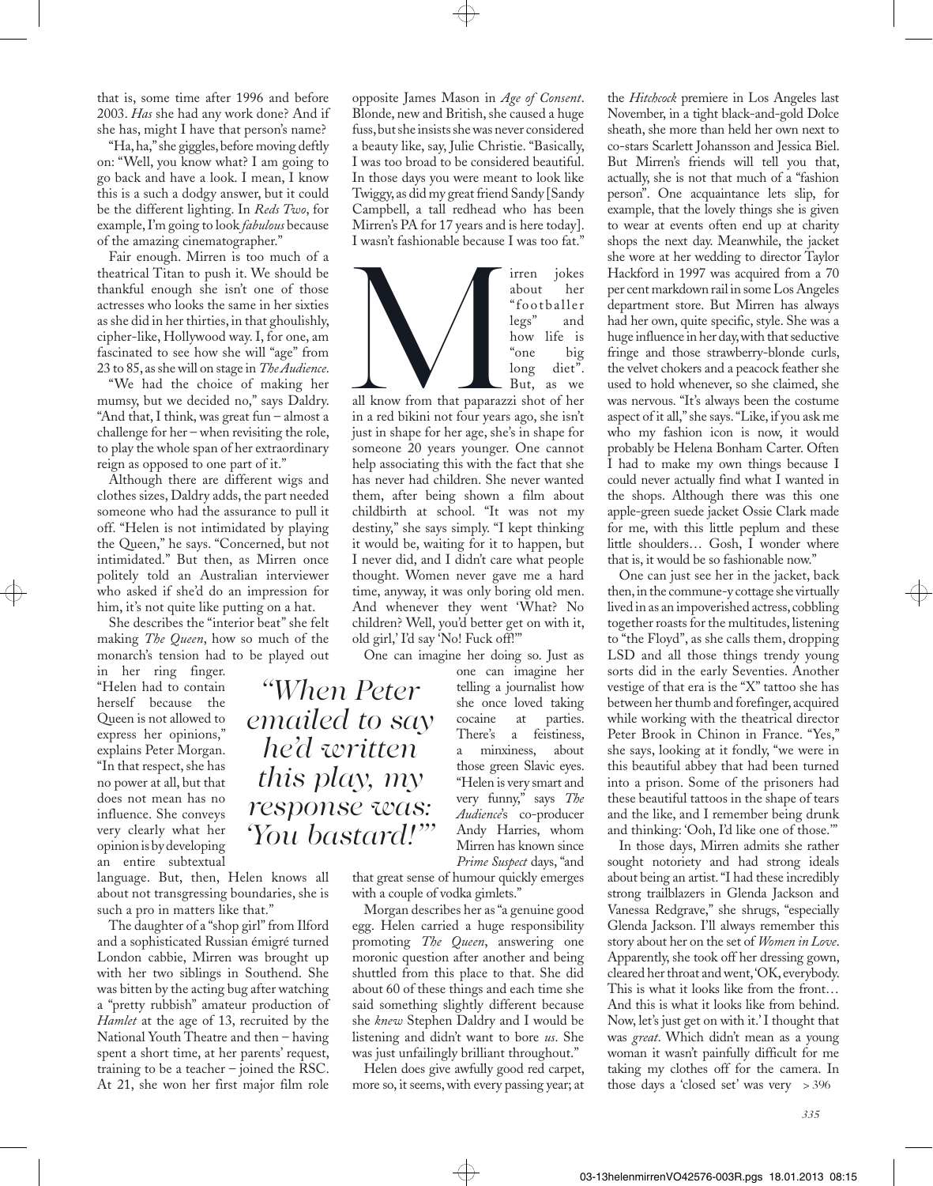that is, some time after 1996 and before 2003. *Has* she had any work done? And if she has, might I have that person's name?

"Ha, ha," she giggles, before moving deftly on: "Well, you know what? I am going to go back and have a look. I mean, I know this is a such a dodgy answer, but it could be the different lighting. In *Reds Two*, for example, I'm going to look *fabulous* because of the amazing cinematographer."

Fair enough. Mirren is too much of a theatrical Titan to push it. We should be thankful enough she isn't one of those actresses who looks the same in her sixties as she did in her thirties, in that ghoulishly, cipher-like, Hollywood way. I, for one, am fascinated to see how she will "age" from 23 to 85, as she will on stage in *The Audience*.

"We had the choice of making her mumsy, but we decided no," says Daldry. "And that, I think, was great fun – almost a challenge for her – when revisiting the role, to play the whole span of her extraordinary reign as opposed to one part of it."

Although there are different wigs and clothes sizes, Daldry adds, the part needed someone who had the assurance to pull it off. "Helen is not intimidated by playing the Queen," he says. "Concerned, but not intimidated." But then, as Mirren once politely told an Australian interviewer who asked if she'd do an impression for him, it's not quite like putting on a hat.

She describes the "interior beat" she felt making *The Queen*, how so much of the monarch's tension had to be played out in her ring finger. "Helen had to contain herself because the Queen is not allowed to express her opinions," explains Peter Morgan. "In that respect, she has no power at all, but that does not mean has no influence. She conveys very clearly what her opinion is by developing an entire subtextual language. But, then, Helen knows all about not transgressing boundaries, she is such a pro in matters like that."

> "When Peter emailed to say he'd written this play, my response was: 'You bastard!'"

The daughter of a "shop girl" from Ilford and a sophisticated Russian émigré turned London cabbie, Mirren was brought up with her two siblings in Southend. She was bitten by the acting bug after watching a "pretty rubbish" amateur production of *Hamlet* at the age of 13, recruited by the National Youth Theatre and then – having spent a short time, at her parents' request, training to be a teacher – joined the RSC. At 21, she won her first major film role opposite James Mason in *Age of Consent*. Blonde, new and British, she caused a huge fuss, but she insists she was never considered a beauty like, say, Julie Christie. "Basically, I was too broad to be considered beautiful. In those days you were meant to look like Twiggy, as did my great friend Sandy [Sandy Campbell, a tall redhead who has been Mirren's PA for 17 years and is here today]. I wasn't fashionable because I was too fat."

Mirren jokes about her "footballer legs" and how life is "one big long diet". But, as we all know from that paparazzi shot of her in a red bikini not four years ago, she isn't just in shape for her age, she's in shape for someone 20 years younger. One cannot help associating this with the fact that she has never had children. She never wanted them, after being shown a film about childbirth at school. "It was not my destiny," she says simply. "I kept thinking it would be, waiting for it to happen, but I never did, and I didn't care what people thought. Women never gave me a hard time, anyway, it was only boring old men. And whenever they went 'What? No children? Well, you'd better get on with it, old girl,' I'd say 'No! Fuck off!'"

One can imagine her doing so. Just as one can imagine her telling a journalist how she once loved taking cocaine at parties. There's a feistiness, a minxiness, about those green Slavic eyes. "Helen is very smart and very funny," says *The Audience*'s co-producer Andy Harries, whom Mirren has known since *Prime Suspect* days, "and that great sense of humour quickly emerges with a couple of vodka gimlets."

Morgan describes her as "a genuine good egg. Helen carried a huge responsibility promoting *The Queen*, answering one moronic question after another and being shuttled from this place to that. She did about 60 of these things and each time she said something slightly different because she *knew* Stephen Daldry and I would be listening and didn't want to bore *us*. She was just unfailingly brilliant throughout."

Helen does give awfully good red carpet, more so, it seems, with every passing year; at the *Hitchcock* premiere in Los Angeles last November, in a tight black-and-gold Dolce sheath, she more than held her own next to co-stars Scarlett Johansson and Jessica Biel. But Mirren's friends will tell you that, actually, she is not that much of a "fashion person". One acquaintance lets slip, for example, that the lovely things she is given to wear at events often end up at charity shops the next day. Meanwhile, the jacket she wore at her wedding to director Taylor Hackford in 1997 was acquired from a 70 per cent markdown rail in some Los Angeles department store. But Mirren has always had her own, quite specific, style. She was a huge influence in her day, with that seductive fringe and those strawberry-blonde curls, the velvet chokers and a peacock feather she used to hold whenever, so she claimed, she was nervous. "It's always been the costume aspect of it all," she says. "Like, if you ask me who my fashion icon is now, it would probably be Helena Bonham Carter. Often I had to make my own things because I could never actually find what I wanted in the shops. Although there was this one apple-green suede jacket Ossie Clark made for me, with this little peplum and these little shoulders… Gosh, I wonder where that is, it would be so fashionable now."

One can just see her in the jacket, back then, in the commune-y cottage she virtually lived in as an impoverished actress, cobbling together roasts for the multitudes, listening to "the Floyd", as she calls them, dropping LSD and all those things trendy young sorts did in the early Seventies. Another vestige of that era is the "X" tattoo she has between her thumb and forefinger, acquired while working with the theatrical director Peter Brook in Chinon in France. "Yes," she says, looking at it fondly, "we were in this beautiful abbey that had been turned into a prison. Some of the prisoners had these beautiful tattoos in the shape of tears and the like, and I remember being drunk and thinking: 'Ooh, I'd like one of those.'"

In those days, Mirren admits she rather sought notoriety and had strong ideals about being an artist. "I had these incredibly strong trailblazers in Glenda Jackson and Vanessa Redgrave," she shrugs, "especially Glenda Jackson. I'll always remember this story about her on the set of *Women in Love*. Apparently, she took off her dressing gown, cleared her throat and went, 'OK, everybody. This is what it looks like from the front… And this is what it looks like from behind. Now, let's just get on with it.' I thought that was *great*. Which didn't mean as a young woman it wasn't painfully difficult for me taking my clothes off for the camera. In those days a 'closed set' was very > 396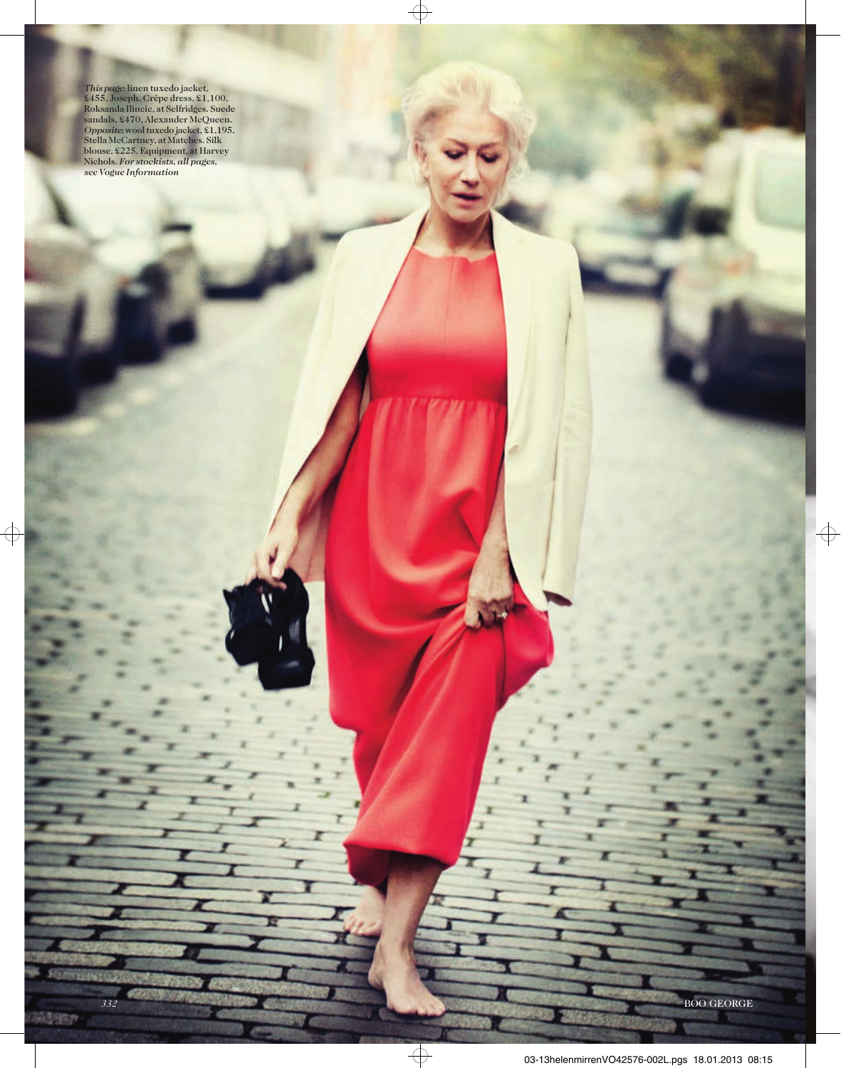*This page:* linen tuxedo jacket, £455, Joseph. Crêpe dress, £1,100, Roksanda Ilincic, at Selfridges. Suede sandals, £470, Alexander McQueen. *Opposite:* wool tuxedo jacket, £1,195, Stella McCartney, at Matches. Silk blouse, £225, Equipment, at Harvey Nichols. *For stockists, all pages, see Vogue Information*

BOO GEORGE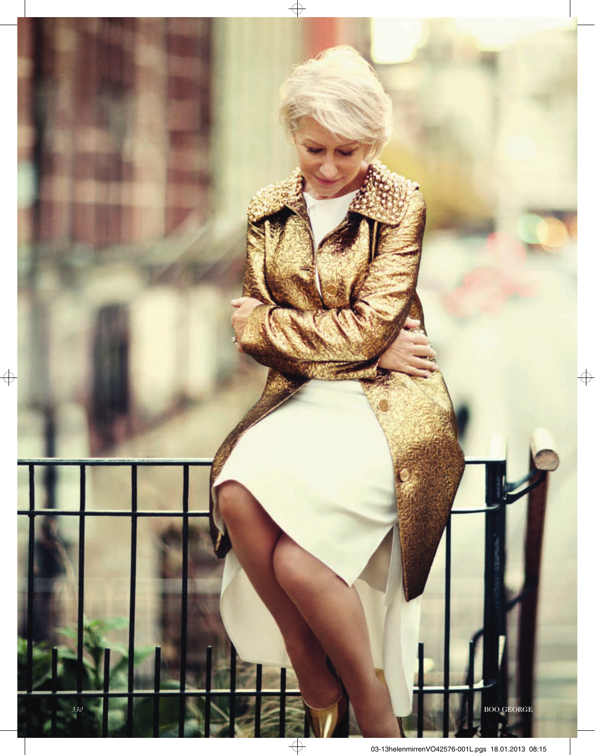BOO GEORGE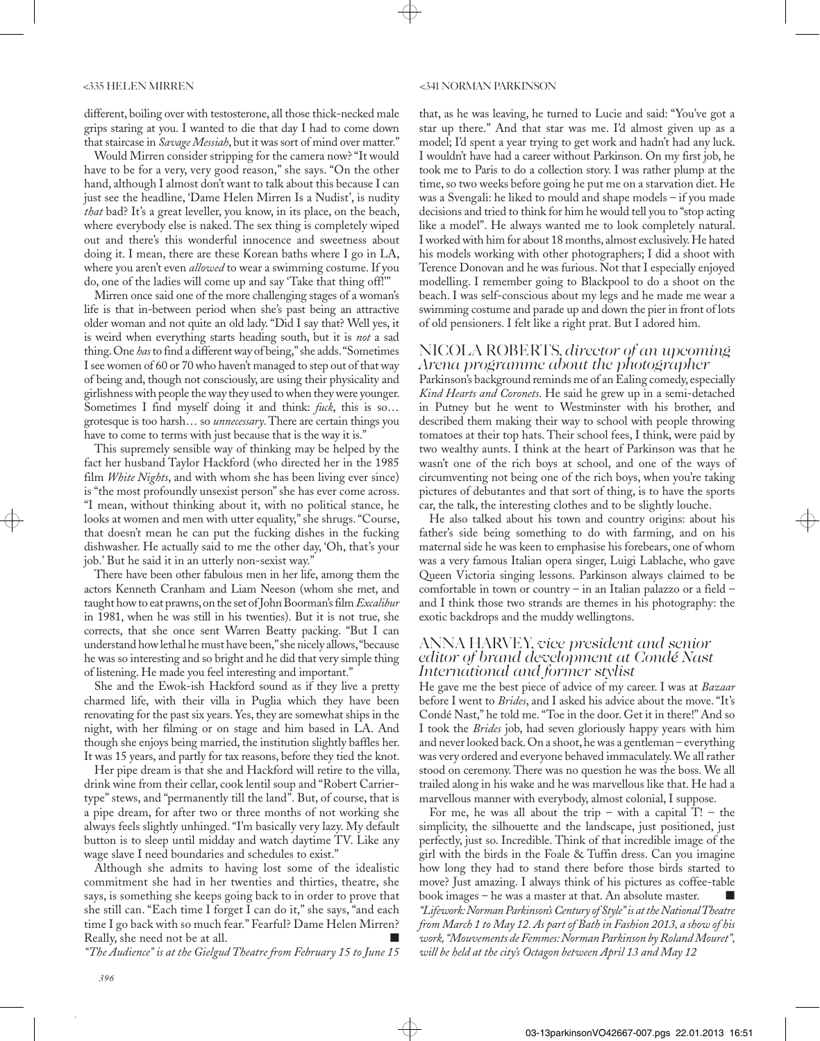different, boiling over with testosterone, all those thick-necked male grips staring at you. I wanted to die that day I had to come down that staircase in *Savage Messiah*, but it was sort of mind over matter."

Would Mirren consider stripping for the camera now? "It would have to be for a very, very good reason," she says. "On the other hand, although I almost don't want to talk about this because I can just see the headline, 'Dame Helen Mirren Is a Nudist', is nudity *that* bad? It's a great leveller, you know, in its place, on the beach, where everybody else is naked. The sex thing is completely wiped out and there's this wonderful innocence and sweetness about doing it. I mean, there are these Korean baths where I go in LA, where you aren't even *allowed* to wear a swimming costume. If you do, one of the ladies will come up and say 'Take that thing off!'"

Mirren once said one of the more challenging stages of a woman's life is that in-between period when she's past being an attractive older woman and not quite an old lady. "Did I say that? Well yes, it is weird when everything starts heading south, but it is *not* a sad thing. One *has* to find a different way of being," she adds. "Sometimes I see women of 60 or 70 who haven't managed to step out of that way of being and, though not consciously, are using their physicality and girlishness with people the way they used to when they were younger. Sometimes I find myself doing it and think: *fuck*, this is so… grotesque is too harsh… so *unnecessary*. There are certain things you have to come to terms with just because that is the way it is."

This supremely sensible way of thinking may be helped by the fact her husband Taylor Hackford (who directed her in the 1985 film *White Nights*, and with whom she has been living ever since) is "the most profoundly unsexist person" she has ever come across. "I mean, without thinking about it, with no political stance, he looks at women and men with utter equality," she shrugs. "Course, that doesn't mean he can put the fucking dishes in the fucking dishwasher. He actually said to me the other day, 'Oh, that's your job.' But he said it in an utterly non-sexist way."

There have been other fabulous men in her life, among them the actors Kenneth Cranham and Liam Neeson (whom she met, and taught how to eat prawns, on the set of John Boorman's film *Excalibur* in 1981, when he was still in his twenties). But it is not true, she corrects, that she once sent Warren Beatty packing. "But I can understand how lethal he must have been," she nicely allows, "because he was so interesting and so bright and he did that very simple thing of listening. He made you feel interesting and important."

She and the Ewok-ish Hackford sound as if they live a pretty charmed life, with their villa in Puglia which they have been renovating for the past six years. Yes, they are somewhat ships in the night, with her filming or on stage and him based in LA. And though she enjoys being married, the institution slightly baffles her. It was 15 years, and partly for tax reasons, before they tied the knot.

Her pipe dream is that she and Hackford will retire to the villa, drink wine from their cellar, cook lentil soup and "Robert Carrier-type" stews, and "permanently till the land". But, of course, that is a pipe dream, for after two or three months of not working she always feels slightly unhinged. "I'm basically very lazy. My default button is to sleep until midday and watch daytime TV. Like any wage slave I need boundaries and schedules to exist."

Although she admits to having lost some of the idealistic commitment she had in her twenties and thirties, theatre, she says, is something she keeps going back to in order to prove that she still can. "Each time I forget I can do it," she says, "and each time I go back with so much fear." Fearful? Dame Helen Mirren? Really, she need not be at all. ■

*"The Audience" is at the Gielgud Theatre from February 15 to June 15*

that, as he was leaving, he turned to Lucie and said: "You've got a star up there." And that star was me. I'd almost given up as a model; I'd spent a year trying to get work and hadn't had any luck. I wouldn't have had a career without Parkinson. On my first job, he took me to Paris to do a collection story. I was rather plump at the time, so two weeks before going he put me on a starvation diet. He was a Svengali: he liked to mould and shape models – if you made decisions and tried to think for him he would tell you to "stop acting like a model". He always wanted me to look completely natural. I worked with him for about 18 months, almost exclusively. He hated his models working with other photographers; I did a shoot with Terence Donovan and he was furious. Not that I especially enjoyed modelling. I remember going to Blackpool to do a shoot on the beach. I was self-conscious about my legs and he made me wear a swimming costume and parade up and down the pier in front of lots of old pensioners. I felt like a right prat. But I adored him.

## NICOLA ROBERTS, *director of an upcoming Arena programme about the photographer*

Parkinson's background reminds me of an Ealing comedy, especially *Kind Hearts and Coronets*. He said he grew up in a semi-detached in Putney but he went to Westminster with his brother, and described them making their way to school with people throwing tomatoes at their top hats. Their school fees, I think, were paid by two wealthy aunts. I think at the heart of Parkinson was that he wasn't one of the rich boys at school, and one of the ways of circumventing not being one of the rich boys, when you're taking pictures of debutantes and that sort of thing, is to have the sports car, the talk, the interesting clothes and to be slightly louche.

He also talked about his town and country origins: about his father's side being something to do with farming, and on his maternal side he was keen to emphasise his forebears, one of whom was a very famous Italian opera singer, Luigi Lablache, who gave Queen Victoria singing lessons. Parkinson always claimed to be comfortable in town or country – in an Italian palazzo or a field – and I think those two strands are themes in his photography: the exotic backdrops and the muddy wellingtons.

## ANNA HARVEY, *vice president and senior editor of brand development at Condé Nast International and former stylist*

He gave me the best piece of advice of my career. I was at *Bazaar* before I went to *Brides*, and I asked his advice about the move. "It's Condé Nast," he told me. "Toe in the door. Get it in there!" And so I took the *Brides* job, had seven gloriously happy years with him and never looked back. On a shoot, he was a gentleman – everything was very ordered and everyone behaved immaculately. We all rather stood on ceremony. There was no question he was the boss. We all trailed along in his wake and he was marvellous like that. He had a marvellous manner with everybody, almost colonial, I suppose.

For me, he was all about the trip – with a capital T! – the simplicity, the silhouette and the landscape, just positioned, just perfectly, just so. Incredible. Think of that incredible image of the girl with the birds in the Foale & Tuffin dress. Can you imagine how long they had to stand there before those birds started to move? Just amazing. I always think of his pictures as coffee-table book images – he was a master at that. An absolute master. ■

*"Lifework: Norman Parkinson's Century of Style" is at the National Theatre from March 1 to May 12. As part of Bath in Fashion 2013, a show of his work, "Mouvements de Femmes: Norman Parkinson by Roland Mouret", will be held at the city's Octagon between April 13 and May 12*